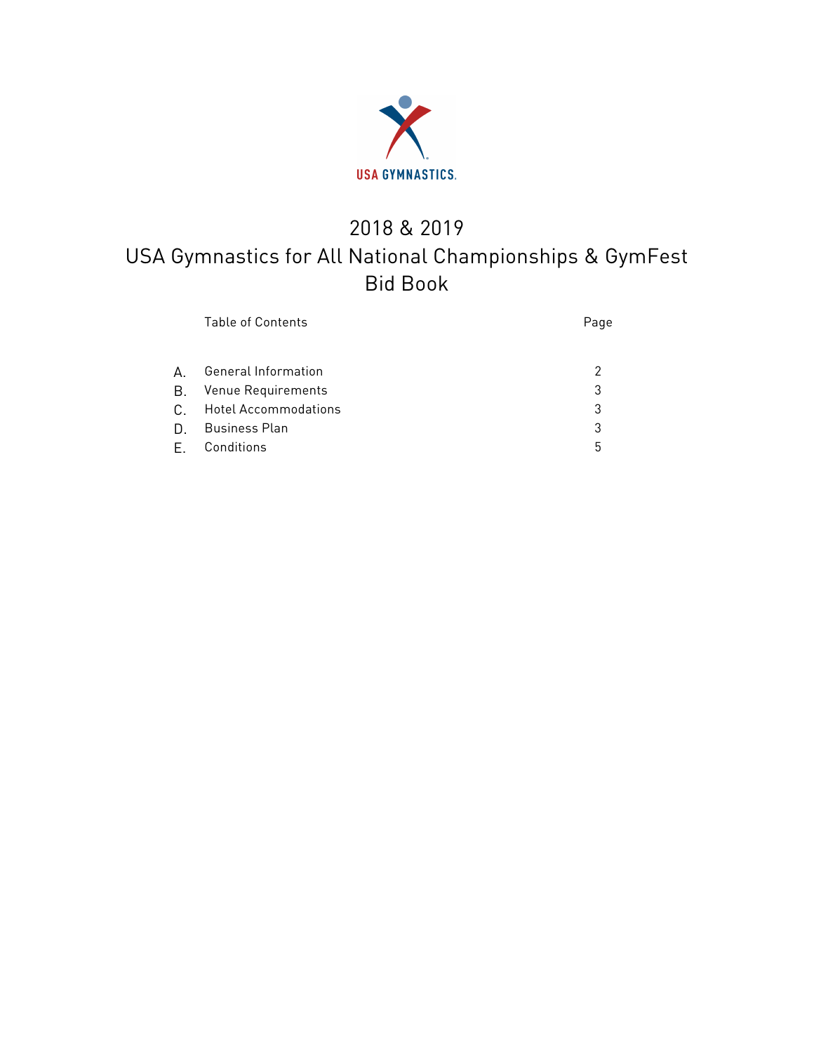USA GYMNASTICS

# 2018 & 2019
# USA Gymnastics for All National Championships & GymFest
# Bid Book

| | Table of Contents | Page |
|---|---|---|
| A. | General Information | 2 |
| B. | Venue Requirements | 3 |
| C. | Hotel Accommodations | 3 |
| D. | Business Plan | 3 |
| E. | Conditions | 5 |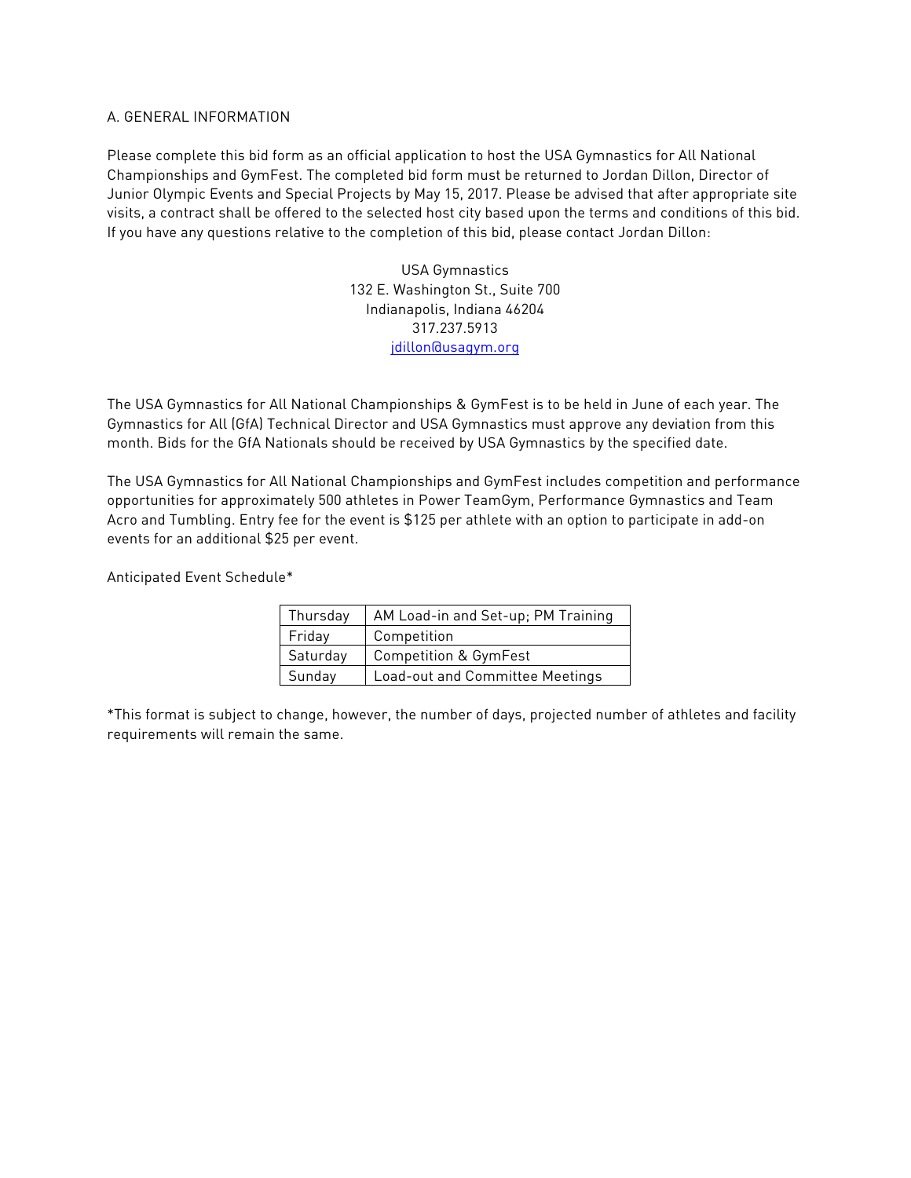## A. GENERAL INFORMATION

Please complete this bid form as an official application to host the USA Gymnastics for All National Championships and GymFest. The completed bid form must be returned to Jordan Dillon, Director of Junior Olympic Events and Special Projects by May 15, 2017. Please be advised that after appropriate site visits, a contract shall be offered to the selected host city based upon the terms and conditions of this bid. If you have any questions relative to the completion of this bid, please contact Jordan Dillon:

USA Gymnastics
132 E. Washington St., Suite 700
Indianapolis, Indiana 46204
317.237.5913
jdillon@usagym.org

The USA Gymnastics for All National Championships & GymFest is to be held in June of each year. The Gymnastics for All (GfA) Technical Director and USA Gymnastics must approve any deviation from this month. Bids for the GfA Nationals should be received by USA Gymnastics by the specified date.

The USA Gymnastics for All National Championships and GymFest includes competition and performance opportunities for approximately 500 athletes in Power TeamGym, Performance Gymnastics and Team Acro and Tumbling. Entry fee for the event is $125 per athlete with an option to participate in add-on events for an additional $25 per event.

Anticipated Event Schedule*

| Day | Activity |
|---|---|
| Thursday | AM Load-in and Set-up; PM Training |
| Friday | Competition |
| Saturday | Competition & GymFest |
| Sunday | Load-out and Committee Meetings |

*This format is subject to change, however, the number of days, projected number of athletes and facility requirements will remain the same.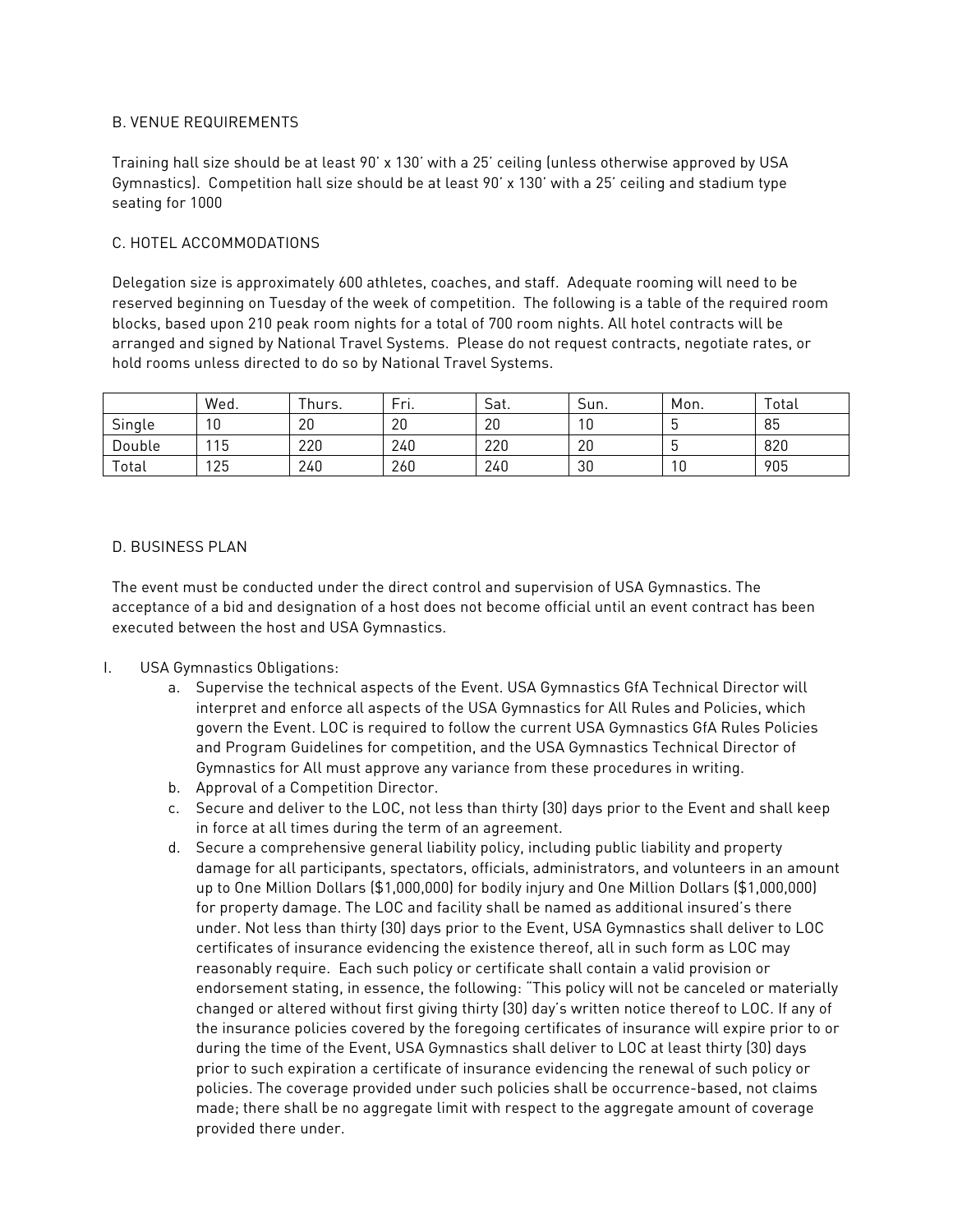B. VENUE REQUIREMENTS

Training hall size should be at least 90' x 130' with a 25' ceiling (unless otherwise approved by USA Gymnastics). Competition hall size should be at least 90' x 130' with a 25' ceiling and stadium type seating for 1000

C. HOTEL ACCOMMODATIONS

Delegation size is approximately 600 athletes, coaches, and staff. Adequate rooming will need to be reserved beginning on Tuesday of the week of competition. The following is a table of the required room blocks, based upon 210 peak room nights for a total of 700 room nights. All hotel contracts will be arranged and signed by National Travel Systems. Please do not request contracts, negotiate rates, or hold rooms unless directed to do so by National Travel Systems.

| | Wed. | Thurs. | Fri. | Sat. | Sun. | Mon. | Total |
|---|---|---|---|---|---|---|---|
| Single | 10 | 20 | 20 | 20 | 10 | 5 | 85 |
| Double | 115 | 220 | 240 | 220 | 20 | 5 | 820 |
| Total | 125 | 240 | 260 | 240 | 30 | 10 | 905 |

D. BUSINESS PLAN

The event must be conducted under the direct control and supervision of USA Gymnastics. The acceptance of a bid and designation of a host does not become official until an event contract has been executed between the host and USA Gymnastics.

I. USA Gymnastics Obligations:
   a. Supervise the technical aspects of the Event. USA Gymnastics GfA Technical Director will interpret and enforce all aspects of the USA Gymnastics for All Rules and Policies, which govern the Event. LOC is required to follow the current USA Gymnastics GfA Rules Policies and Program Guidelines for competition, and the USA Gymnastics Technical Director of Gymnastics for All must approve any variance from these procedures in writing.
   b. Approval of a Competition Director.
   c. Secure and deliver to the LOC, not less than thirty (30) days prior to the Event and shall keep in force at all times during the term of an agreement.
   d. Secure a comprehensive general liability policy, including public liability and property damage for all participants, spectators, officials, administrators, and volunteers in an amount up to One Million Dollars ($1,000,000) for bodily injury and One Million Dollars ($1,000,000) for property damage. The LOC and facility shall be named as additional insured's there under. Not less than thirty (30) days prior to the Event, USA Gymnastics shall deliver to LOC certificates of insurance evidencing the existence thereof, all in such form as LOC may reasonably require. Each such policy or certificate shall contain a valid provision or endorsement stating, in essence, the following: "This policy will not be canceled or materially changed or altered without first giving thirty (30) day's written notice thereof to LOC. If any of the insurance policies covered by the foregoing certificates of insurance will expire prior to or during the time of the Event, USA Gymnastics shall deliver to LOC at least thirty (30) days prior to such expiration a certificate of insurance evidencing the renewal of such policy or policies. The coverage provided under such policies shall be occurrence-based, not claims made; there shall be no aggregate limit with respect to the aggregate amount of coverage provided there under.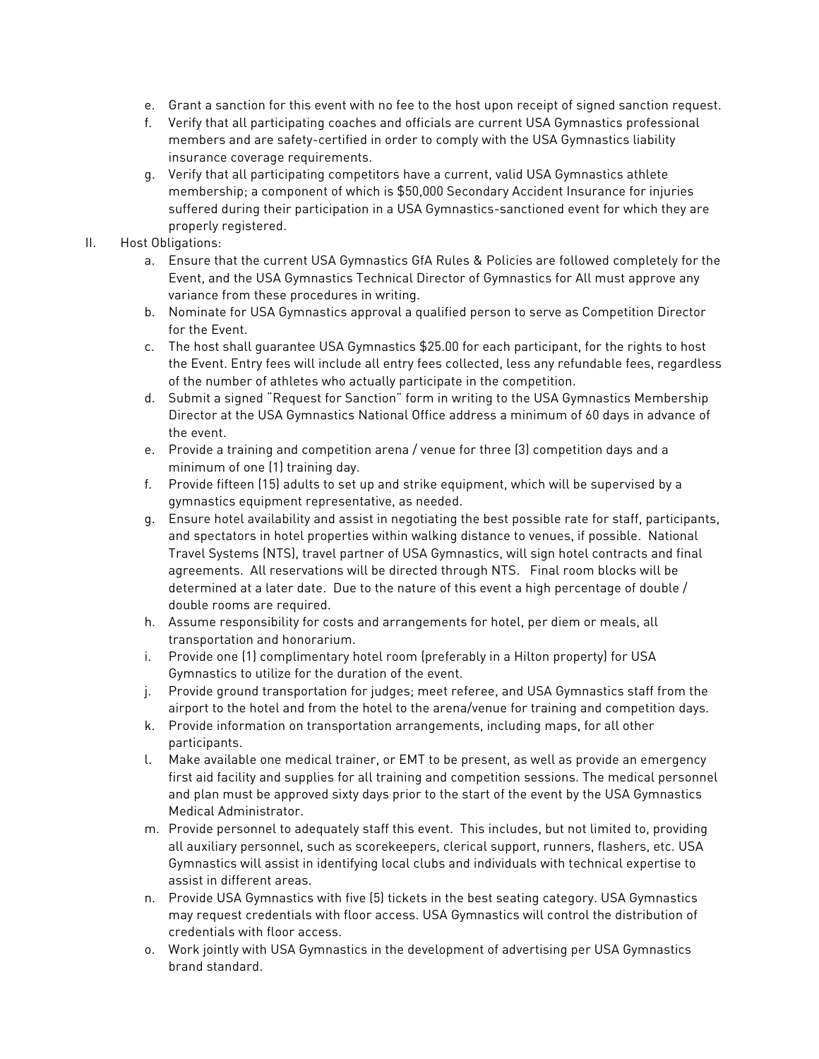e. Grant a sanction for this event with no fee to the host upon receipt of signed sanction request.
f. Verify that all participating coaches and officials are current USA Gymnastics professional members and are safety-certified in order to comply with the USA Gymnastics liability insurance coverage requirements.
g. Verify that all participating competitors have a current, valid USA Gymnastics athlete membership; a component of which is $50,000 Secondary Accident Insurance for injuries suffered during their participation in a USA Gymnastics-sanctioned event for which they are properly registered.

II. Host Obligations:

a. Ensure that the current USA Gymnastics GfA Rules & Policies are followed completely for the Event, and the USA Gymnastics Technical Director of Gymnastics for All must approve any variance from these procedures in writing.
b. Nominate for USA Gymnastics approval a qualified person to serve as Competition Director for the Event.
c. The host shall guarantee USA Gymnastics $25.00 for each participant, for the rights to host the Event. Entry fees will include all entry fees collected, less any refundable fees, regardless of the number of athletes who actually participate in the competition.
d. Submit a signed "Request for Sanction" form in writing to the USA Gymnastics Membership Director at the USA Gymnastics National Office address a minimum of 60 days in advance of the event.
e. Provide a training and competition arena / venue for three (3) competition days and a minimum of one (1) training day.
f. Provide fifteen (15) adults to set up and strike equipment, which will be supervised by a gymnastics equipment representative, as needed.
g. Ensure hotel availability and assist in negotiating the best possible rate for staff, participants, and spectators in hotel properties within walking distance to venues, if possible. National Travel Systems (NTS), travel partner of USA Gymnastics, will sign hotel contracts and final agreements. All reservations will be directed through NTS. Final room blocks will be determined at a later date. Due to the nature of this event a high percentage of double / double rooms are required.
h. Assume responsibility for costs and arrangements for hotel, per diem or meals, all transportation and honorarium.
i. Provide one (1) complimentary hotel room (preferably in a Hilton property) for USA Gymnastics to utilize for the duration of the event.
j. Provide ground transportation for judges; meet referee, and USA Gymnastics staff from the airport to the hotel and from the hotel to the arena/venue for training and competition days.
k. Provide information on transportation arrangements, including maps, for all other participants.
l. Make available one medical trainer, or EMT to be present, as well as provide an emergency first aid facility and supplies for all training and competition sessions. The medical personnel and plan must be approved sixty days prior to the start of the event by the USA Gymnastics Medical Administrator.
m. Provide personnel to adequately staff this event. This includes, but not limited to, providing all auxiliary personnel, such as scorekeepers, clerical support, runners, flashers, etc. USA Gymnastics will assist in identifying local clubs and individuals with technical expertise to assist in different areas.
n. Provide USA Gymnastics with five (5) tickets in the best seating category. USA Gymnastics may request credentials with floor access. USA Gymnastics will control the distribution of credentials with floor access.
o. Work jointly with USA Gymnastics in the development of advertising per USA Gymnastics brand standard.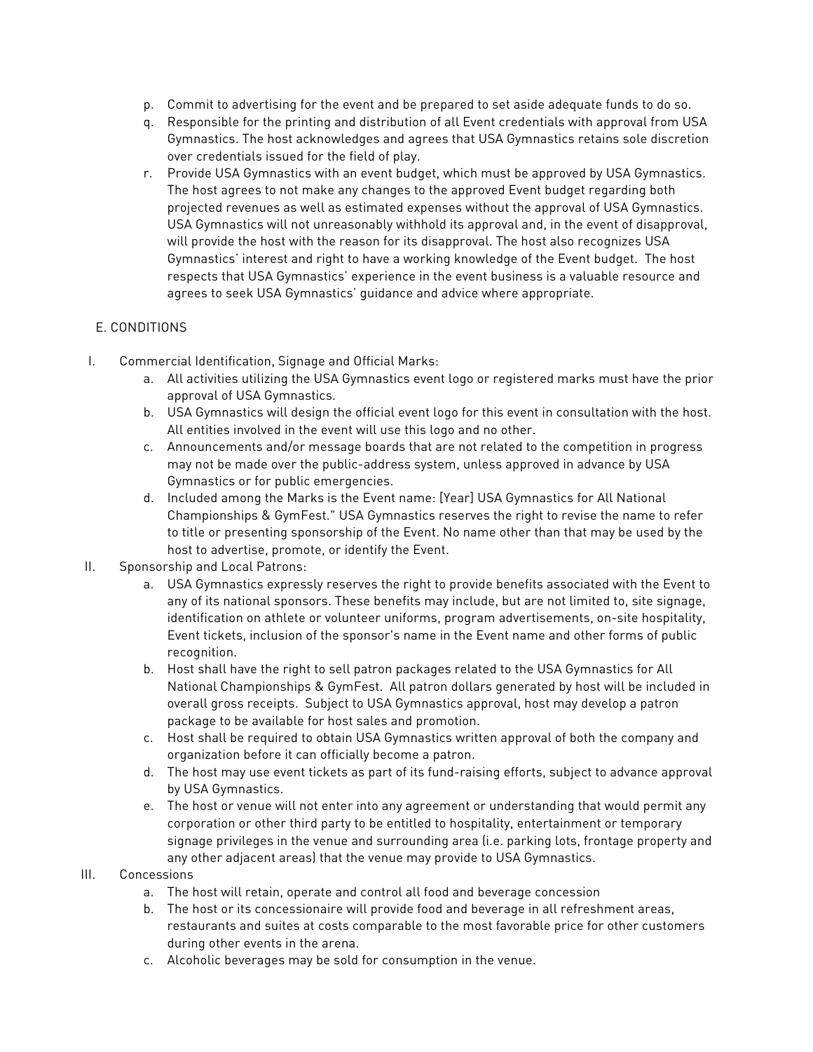p. Commit to advertising for the event and be prepared to set aside adequate funds to do so.
q. Responsible for the printing and distribution of all Event credentials with approval from USA Gymnastics. The host acknowledges and agrees that USA Gymnastics retains sole discretion over credentials issued for the field of play.
r. Provide USA Gymnastics with an event budget, which must be approved by USA Gymnastics. The host agrees to not make any changes to the approved Event budget regarding both projected revenues as well as estimated expenses without the approval of USA Gymnastics. USA Gymnastics will not unreasonably withhold its approval and, in the event of disapproval, will provide the host with the reason for its disapproval. The host also recognizes USA Gymnastics' interest and right to have a working knowledge of the Event budget. The host respects that USA Gymnastics' experience in the event business is a valuable resource and agrees to seek USA Gymnastics' guidance and advice where appropriate.

E. CONDITIONS

I. Commercial Identification, Signage and Official Marks:
   a. All activities utilizing the USA Gymnastics event logo or registered marks must have the prior approval of USA Gymnastics.
   b. USA Gymnastics will design the official event logo for this event in consultation with the host. All entities involved in the event will use this logo and no other.
   c. Announcements and/or message boards that are not related to the competition in progress may not be made over the public-address system, unless approved in advance by USA Gymnastics or for public emergencies.
   d. Included among the Marks is the Event name: [Year] USA Gymnastics for All National Championships & GymFest." USA Gymnastics reserves the right to revise the name to refer to title or presenting sponsorship of the Event. No name other than that may be used by the host to advertise, promote, or identify the Event.

II. Sponsorship and Local Patrons:
   a. USA Gymnastics expressly reserves the right to provide benefits associated with the Event to any of its national sponsors. These benefits may include, but are not limited to, site signage, identification on athlete or volunteer uniforms, program advertisements, on-site hospitality, Event tickets, inclusion of the sponsor's name in the Event name and other forms of public recognition.
   b. Host shall have the right to sell patron packages related to the USA Gymnastics for All National Championships & GymFest. All patron dollars generated by host will be included in overall gross receipts. Subject to USA Gymnastics approval, host may develop a patron package to be available for host sales and promotion.
   c. Host shall be required to obtain USA Gymnastics written approval of both the company and organization before it can officially become a patron.
   d. The host may use event tickets as part of its fund-raising efforts, subject to advance approval by USA Gymnastics.
   e. The host or venue will not enter into any agreement or understanding that would permit any corporation or other third party to be entitled to hospitality, entertainment or temporary signage privileges in the venue and surrounding area (i.e. parking lots, frontage property and any other adjacent areas) that the venue may provide to USA Gymnastics.

III. Concessions
   a. The host will retain, operate and control all food and beverage concession
   b. The host or its concessionaire will provide food and beverage in all refreshment areas, restaurants and suites at costs comparable to the most favorable price for other customers during other events in the arena.
   c. Alcoholic beverages may be sold for consumption in the venue.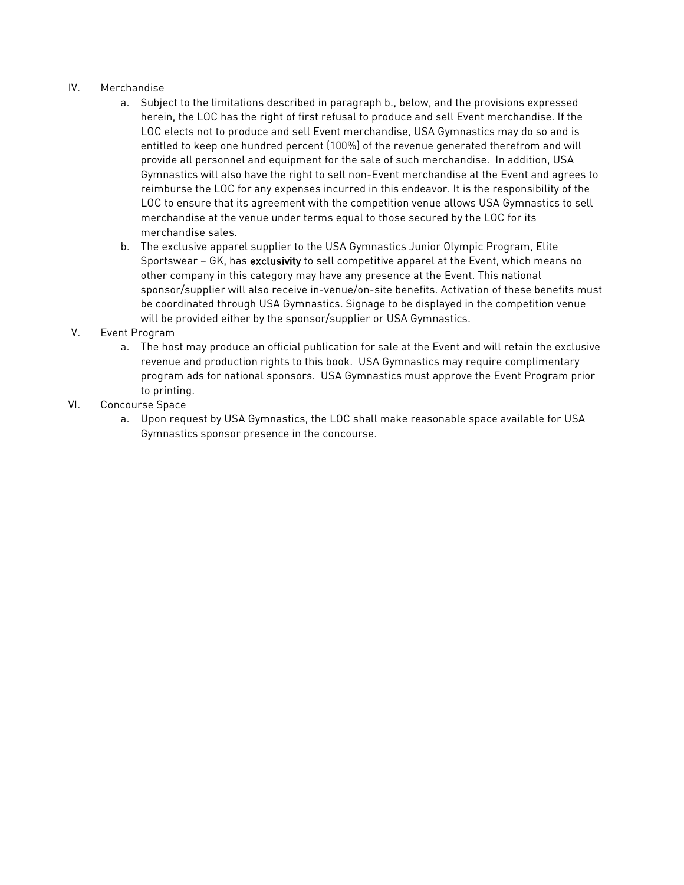IV. Merchandise

a. Subject to the limitations described in paragraph b., below, and the provisions expressed herein, the LOC has the right of first refusal to produce and sell Event merchandise. If the LOC elects not to produce and sell Event merchandise, USA Gymnastics may do so and is entitled to keep one hundred percent (100%) of the revenue generated therefrom and will provide all personnel and equipment for the sale of such merchandise. In addition, USA Gymnastics will also have the right to sell non-Event merchandise at the Event and agrees to reimburse the LOC for any expenses incurred in this endeavor. It is the responsibility of the LOC to ensure that its agreement with the competition venue allows USA Gymnastics to sell merchandise at the venue under terms equal to those secured by the LOC for its merchandise sales.

b. The exclusive apparel supplier to the USA Gymnastics Junior Olympic Program, Elite Sportswear – GK, has **exclusivity** to sell competitive apparel at the Event, which means no other company in this category may have any presence at the Event. This national sponsor/supplier will also receive in-venue/on-site benefits. Activation of these benefits must be coordinated through USA Gymnastics. Signage to be displayed in the competition venue will be provided either by the sponsor/supplier or USA Gymnastics.

V. Event Program

a. The host may produce an official publication for sale at the Event and will retain the exclusive revenue and production rights to this book. USA Gymnastics may require complimentary program ads for national sponsors. USA Gymnastics must approve the Event Program prior to printing.

VI. Concourse Space

a. Upon request by USA Gymnastics, the LOC shall make reasonable space available for USA Gymnastics sponsor presence in the concourse.